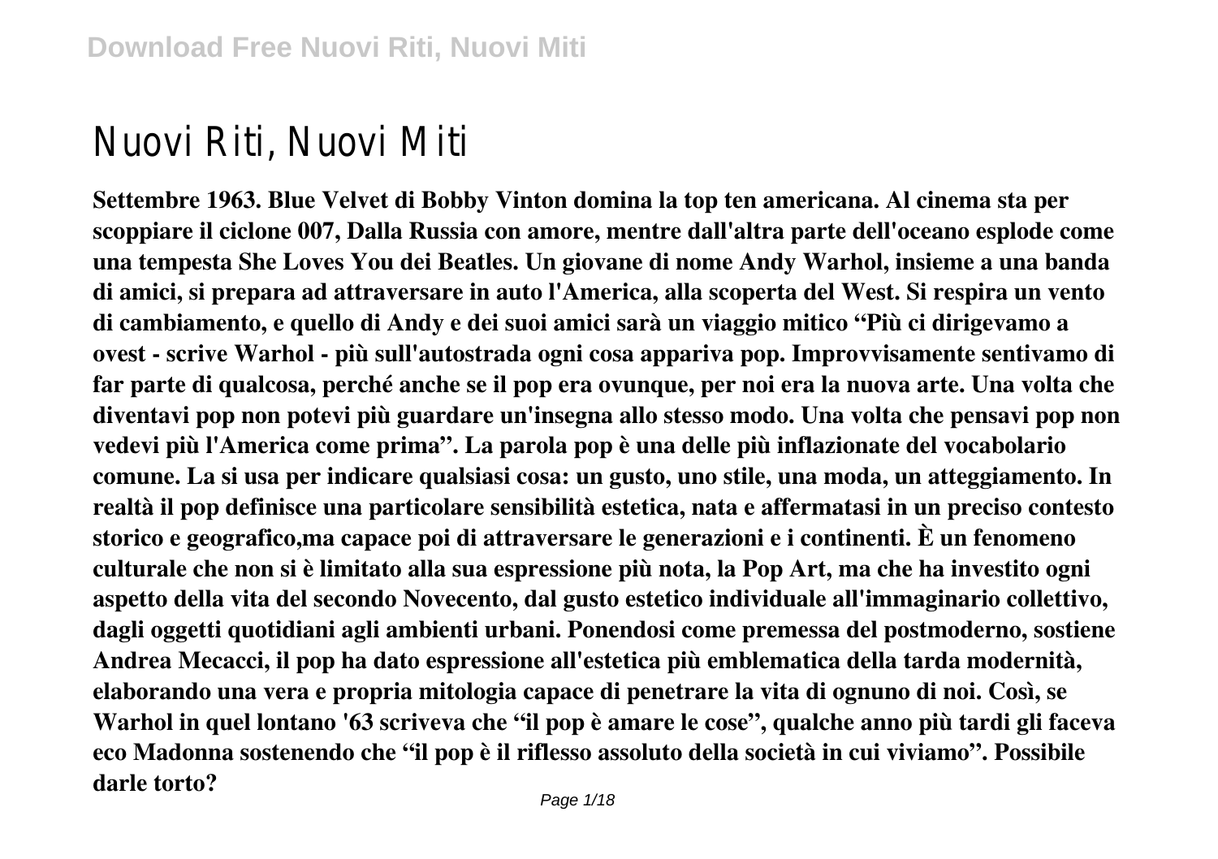# Nuovi Riti, Nuovi Miti

**Settembre 1963. Blue Velvet di Bobby Vinton domina la top ten americana. Al cinema sta per scoppiare il ciclone 007, Dalla Russia con amore, mentre dall'altra parte dell'oceano esplode come una tempesta She Loves You dei Beatles. Un giovane di nome Andy Warhol, insieme a una banda di amici, si prepara ad attraversare in auto l'America, alla scoperta del West. Si respira un vento di cambiamento, e quello di Andy e dei suoi amici sarà un viaggio mitico "Più ci dirigevamo a ovest - scrive Warhol - più sull'autostrada ogni cosa appariva pop. Improvvisamente sentivamo di far parte di qualcosa, perché anche se il pop era ovunque, per noi era la nuova arte. Una volta che diventavi pop non potevi più guardare un'insegna allo stesso modo. Una volta che pensavi pop non vedevi più l'America come prima". La parola pop è una delle più inflazionate del vocabolario comune. La si usa per indicare qualsiasi cosa: un gusto, uno stile, una moda, un atteggiamento. In realtà il pop definisce una particolare sensibilità estetica, nata e affermatasi in un preciso contesto storico e geografico,ma capace poi di attraversare le generazioni e i continenti. È un fenomeno culturale che non si è limitato alla sua espressione più nota, la Pop Art, ma che ha investito ogni aspetto della vita del secondo Novecento, dal gusto estetico individuale all'immaginario collettivo, dagli oggetti quotidiani agli ambienti urbani. Ponendosi come premessa del postmoderno, sostiene Andrea Mecacci, il pop ha dato espressione all'estetica più emblematica della tarda modernità, elaborando una vera e propria mitologia capace di penetrare la vita di ognuno di noi. Così, se Warhol in quel lontano '63 scriveva che "il pop è amare le cose", qualche anno più tardi gli faceva eco Madonna sostenendo che "il pop è il riflesso assoluto della società in cui viviamo". Possibile darle torto?**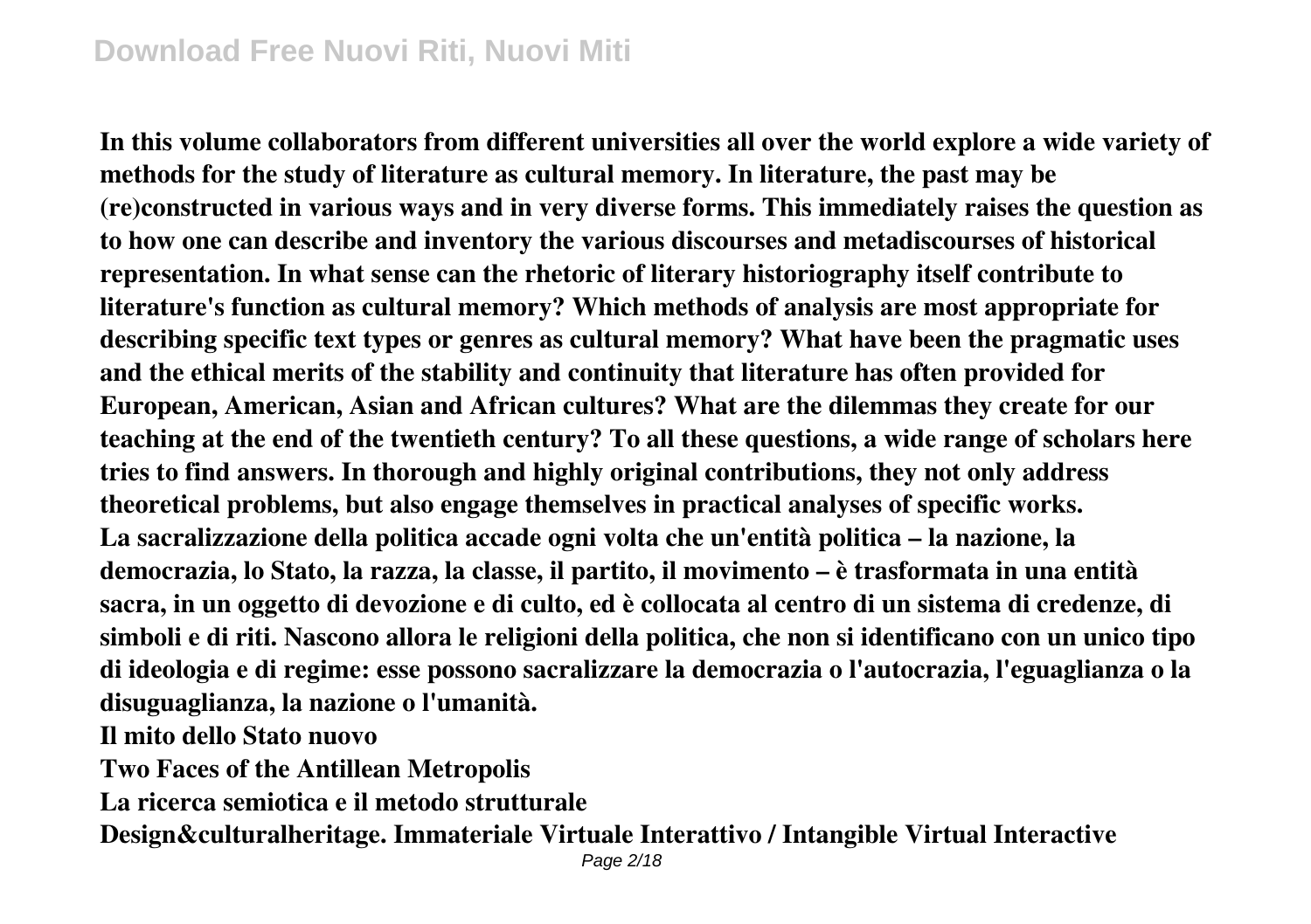**In this volume collaborators from different universities all over the world explore a wide variety of methods for the study of literature as cultural memory. In literature, the past may be (re)constructed in various ways and in very diverse forms. This immediately raises the question as to how one can describe and inventory the various discourses and metadiscourses of historical representation. In what sense can the rhetoric of literary historiography itself contribute to literature's function as cultural memory? Which methods of analysis are most appropriate for describing specific text types or genres as cultural memory? What have been the pragmatic uses and the ethical merits of the stability and continuity that literature has often provided for European, American, Asian and African cultures? What are the dilemmas they create for our teaching at the end of the twentieth century? To all these questions, a wide range of scholars here tries to find answers. In thorough and highly original contributions, they not only address theoretical problems, but also engage themselves in practical analyses of specific works.**

**La sacralizzazione della politica accade ogni volta che un'entità politica – la nazione, la democrazia, lo Stato, la razza, la classe, il partito, il movimento – è trasformata in una entità sacra, in un oggetto di devozione e di culto, ed è collocata al centro di un sistema di credenze, di simboli e di riti. Nascono allora le religioni della politica, che non si identificano con un unico tipo di ideologia e di regime: esse possono sacralizzare la democrazia o l'autocrazia, l'eguaglianza o la disuguaglianza, la nazione o l'umanità.**

**Il mito dello Stato nuovo**

**Two Faces of the Antillean Metropolis**

**La ricerca semiotica e il metodo strutturale**

**Design&culturalheritage. Immateriale Virtuale Interattivo / Intangible Virtual Interactive**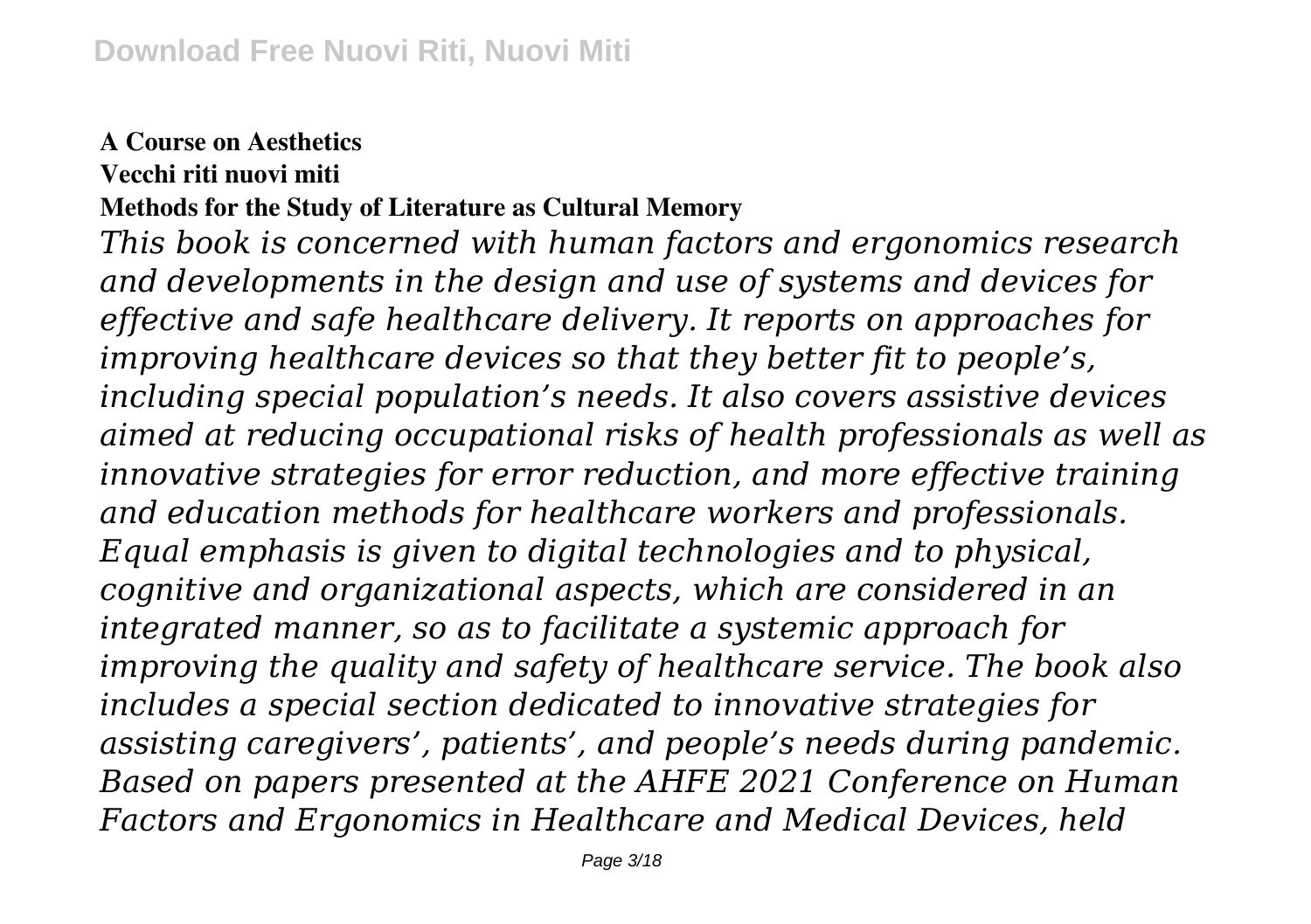**A Course on Aesthetics**

**Vecchi riti nuovi miti**

**Methods for the Study of Literature as Cultural Memory**

*This book is concerned with human factors and ergonomics research and developments in the design and use of systems and devices for effective and safe healthcare delivery. It reports on approaches for improving healthcare devices so that they better fit to people's, including special population's needs. It also covers assistive devices aimed at reducing occupational risks of health professionals as well as innovative strategies for error reduction, and more effective training and education methods for healthcare workers and professionals. Equal emphasis is given to digital technologies and to physical, cognitive and organizational aspects, which are considered in an integrated manner, so as to facilitate a systemic approach for improving the quality and safety of healthcare service. The book also includes a special section dedicated to innovative strategies for assisting caregivers', patients', and people's needs during pandemic. Based on papers presented at the AHFE 2021 Conference on Human Factors and Ergonomics in Healthcare and Medical Devices, held*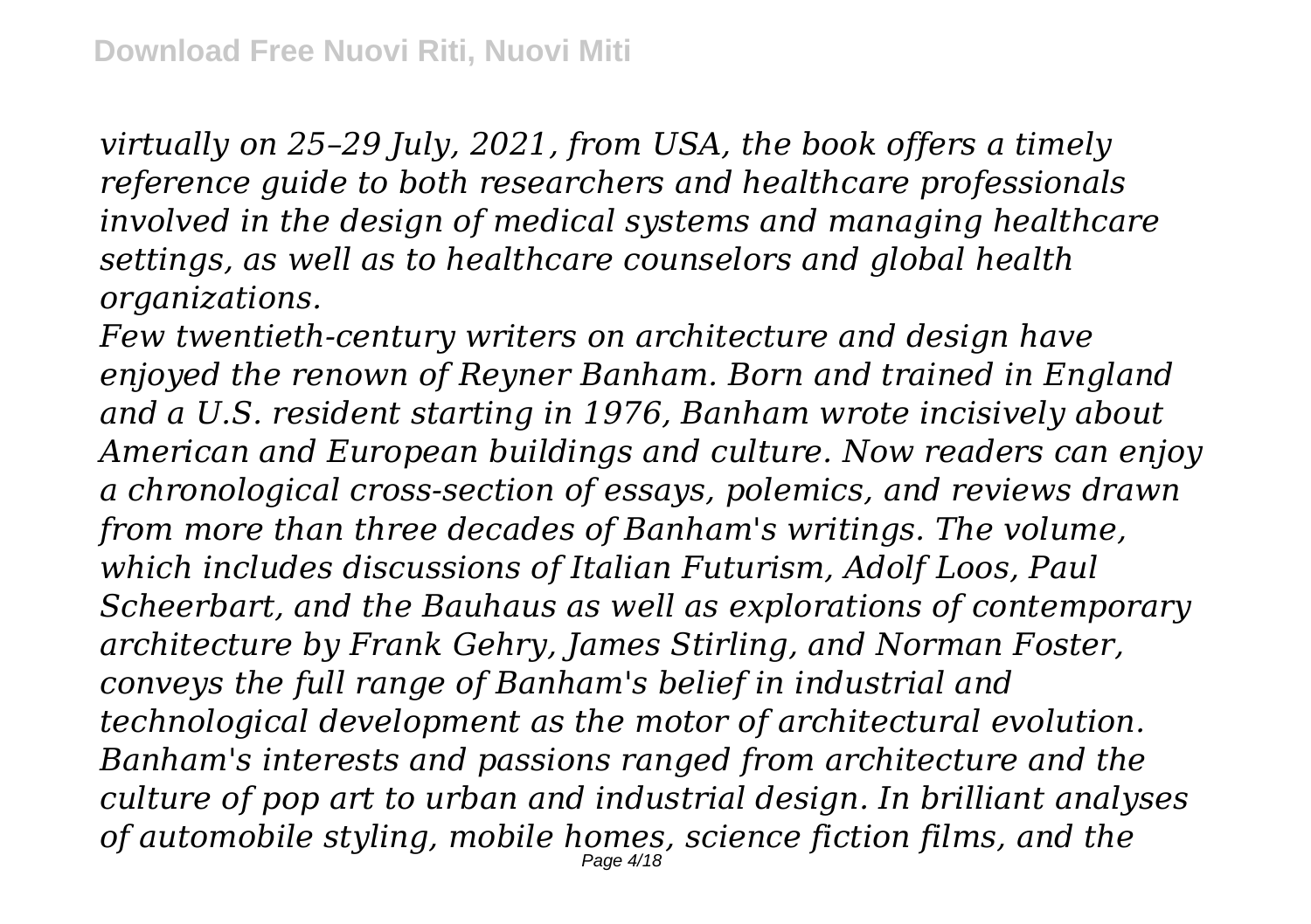*virtually on 25–29 July, 2021, from USA, the book offers a timely reference guide to both researchers and healthcare professionals involved in the design of medical systems and managing healthcare settings, as well as to healthcare counselors and global health organizations.*

*Few twentieth-century writers on architecture and design have enjoyed the renown of Reyner Banham. Born and trained in England and a U.S. resident starting in 1976, Banham wrote incisively about American and European buildings and culture. Now readers can enjoy a chronological cross-section of essays, polemics, and reviews drawn from more than three decades of Banham's writings. The volume, which includes discussions of Italian Futurism, Adolf Loos, Paul Scheerbart, and the Bauhaus as well as explorations of contemporary architecture by Frank Gehry, James Stirling, and Norman Foster, conveys the full range of Banham's belief in industrial and technological development as the motor of architectural evolution. Banham's interests and passions ranged from architecture and the culture of pop art to urban and industrial design. In brilliant analyses of automobile styling, mobile homes, science fiction films, and the*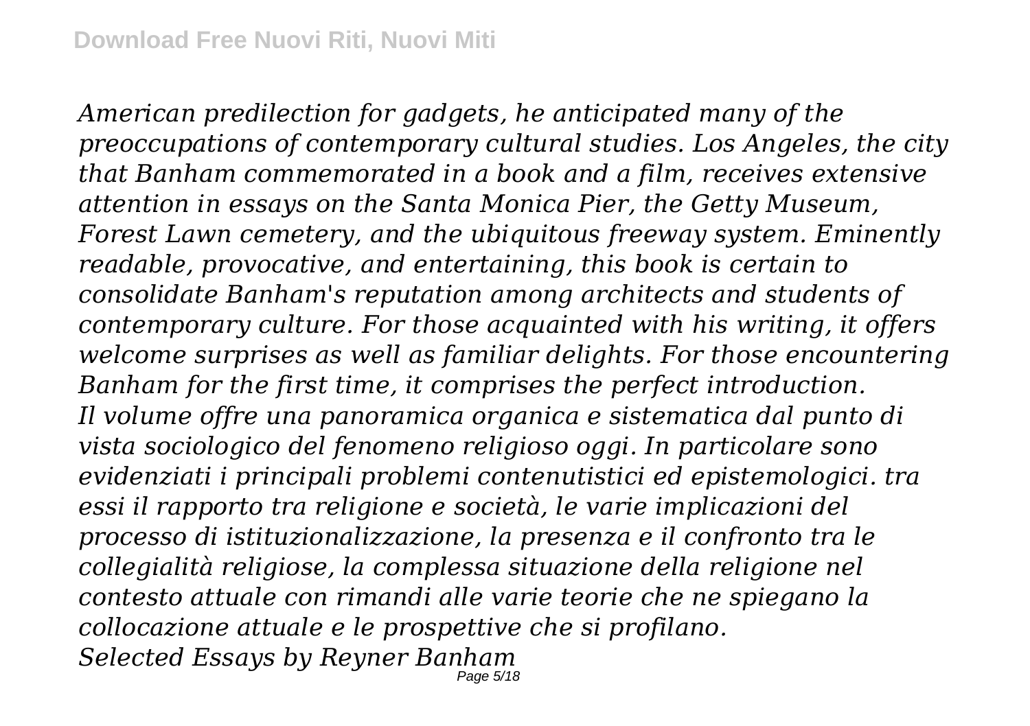*American predilection for gadgets, he anticipated many of the preoccupations of contemporary cultural studies. Los Angeles, the city that Banham commemorated in a book and a film, receives extensive attention in essays on the Santa Monica Pier, the Getty Museum, Forest Lawn cemetery, and the ubiquitous freeway system. Eminently readable, provocative, and entertaining, this book is certain to consolidate Banham's reputation among architects and students of contemporary culture. For those acquainted with his writing, it offers welcome surprises as well as familiar delights. For those encountering Banham for the first time, it comprises the perfect introduction.*

*Il volume offre una panoramica organica e sistematica dal punto di vista sociologico del fenomeno religioso oggi. In particolare sono evidenziati i principali problemi contenutistici ed epistemologici. tra essi il rapporto tra religione e società, le varie implicazioni del processo di istituzionalizzazione, la presenza e il confronto tra le collegialità religiose, la complessa situazione della religione nel contesto attuale con rimandi alle varie teorie che ne spiegano la collocazione attuale e le prospettive che si profilano.*

*Selected Essays by Reyner Banham*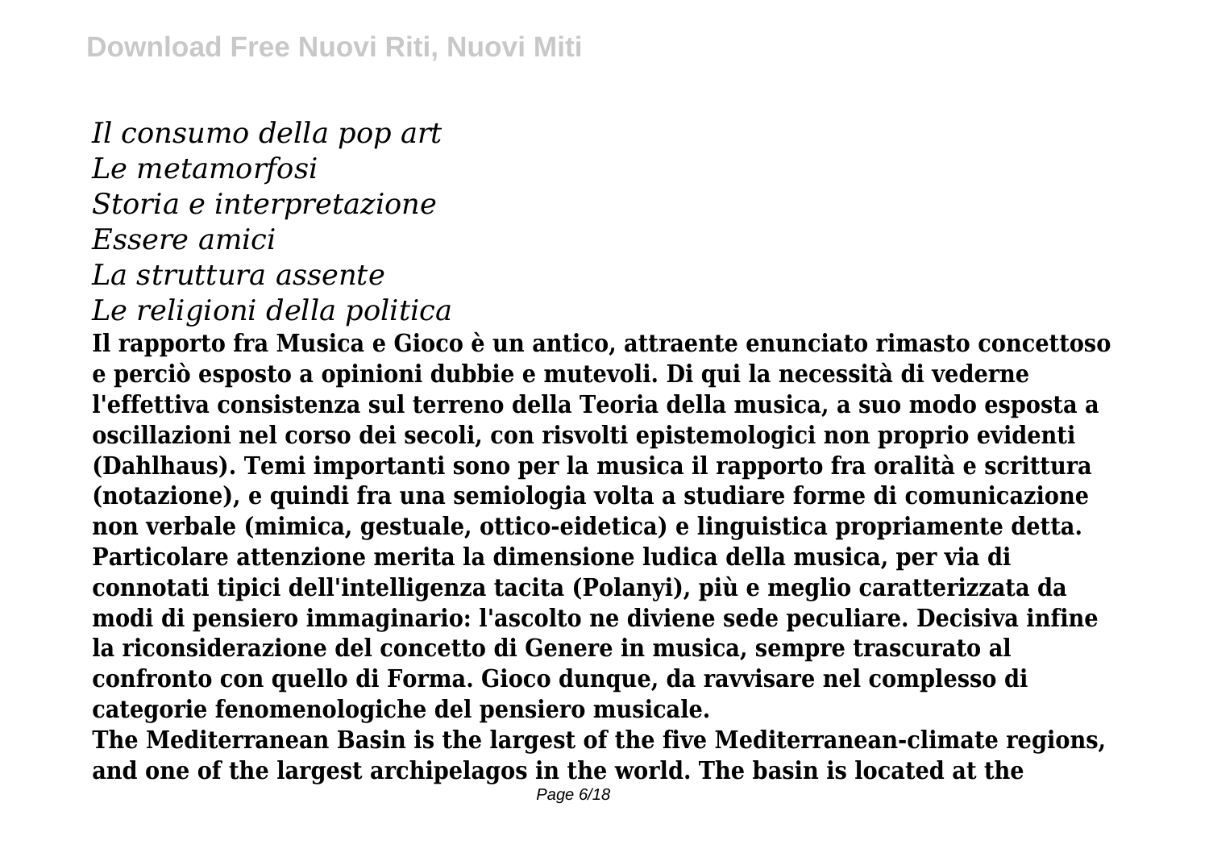*Il consumo della pop art*
*Le metamorfosi*
*Storia e interpretazione*
*Essere amici*
*La struttura assente*
*Le religioni della politica*

**Il rapporto fra Musica e Gioco è un antico, attraente enunciato rimasto concettoso e perciò esposto a opinioni dubbie e mutevoli. Di qui la necessità di vederne l'effettiva consistenza sul terreno della Teoria della musica, a suo modo esposta a oscillazioni nel corso dei secoli, con risvolti epistemologici non proprio evidenti (Dahlhaus). Temi importanti sono per la musica il rapporto fra oralità e scrittura (notazione), e quindi fra una semiologia volta a studiare forme di comunicazione non verbale (mimica, gestuale, ottico-eidetica) e linguistica propriamente detta. Particolare attenzione merita la dimensione ludica della musica, per via di connotati tipici dell'intelligenza tacita (Polanyi), più e meglio caratterizzata da modi di pensiero immaginario: l'ascolto ne diviene sede peculiare. Decisiva infine la riconsiderazione del concetto di Genere in musica, sempre trascurato al confronto con quello di Forma. Gioco dunque, da ravvisare nel complesso di categorie fenomenologiche del pensiero musicale.**

**The Mediterranean Basin is the largest of the five Mediterranean-climate regions, and one of the largest archipelagos in the world. The basin is located at the**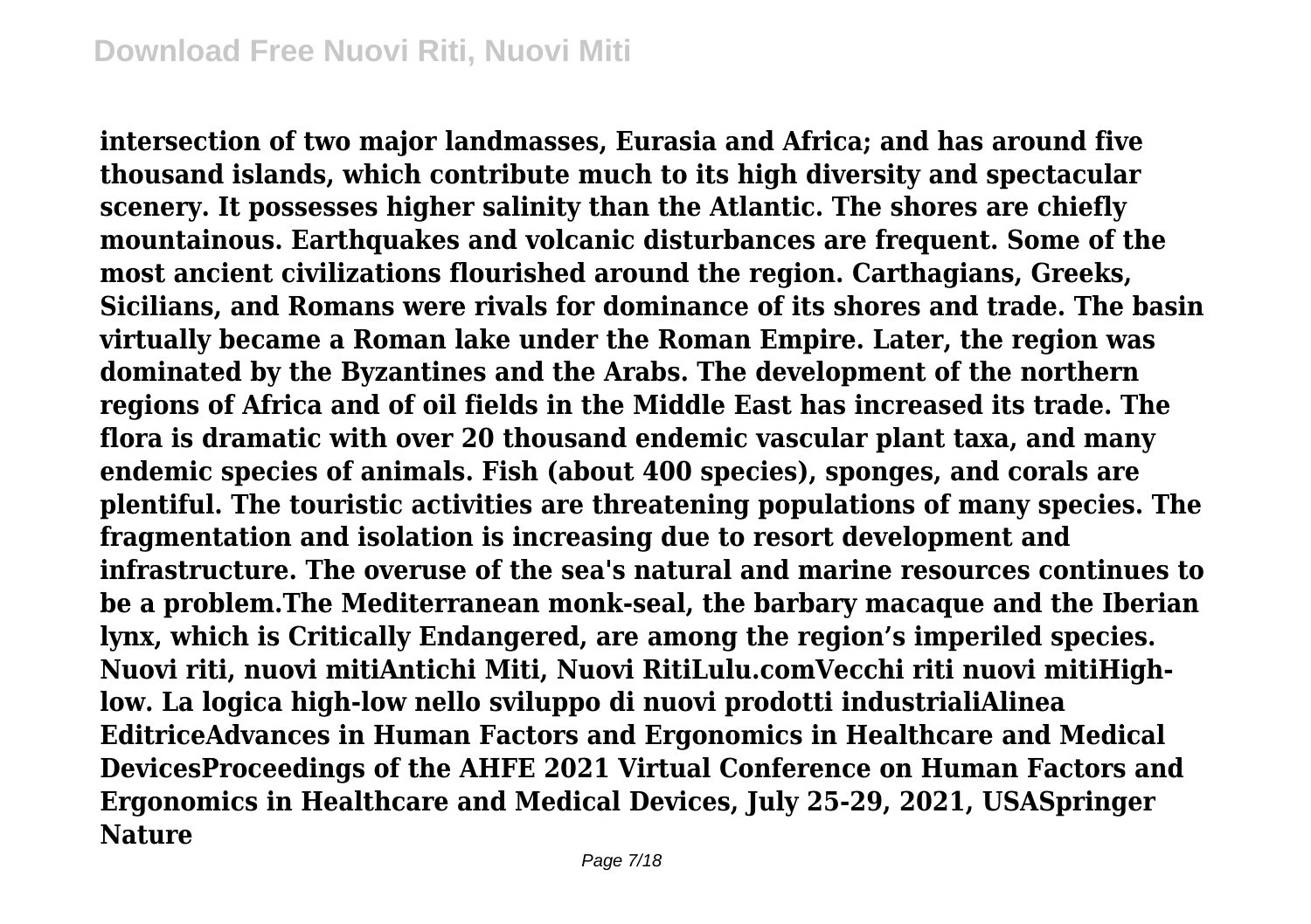**intersection of two major landmasses, Eurasia and Africa; and has around five thousand islands, which contribute much to its high diversity and spectacular scenery. It possesses higher salinity than the Atlantic. The shores are chiefly mountainous. Earthquakes and volcanic disturbances are frequent. Some of the most ancient civilizations flourished around the region. Carthagians, Greeks, Sicilians, and Romans were rivals for dominance of its shores and trade. The basin virtually became a Roman lake under the Roman Empire. Later, the region was dominated by the Byzantines and the Arabs. The development of the northern regions of Africa and of oil fields in the Middle East has increased its trade. The flora is dramatic with over 20 thousand endemic vascular plant taxa, and many endemic species of animals. Fish (about 400 species), sponges, and corals are plentiful. The touristic activities are threatening populations of many species. The fragmentation and isolation is increasing due to resort development and infrastructure. The overuse of the sea's natural and marine resources continues to be a problem.The Mediterranean monk-seal, the barbary macaque and the Iberian lynx, which is Critically Endangered, are among the region's imperiled species. Nuovi riti, nuovi mitiAntichi Miti, Nuovi RitiLulu.comVecchi riti nuovi mitiHigh-low. La logica high-low nello sviluppo di nuovi prodotti industrialiAlinea EditriceAdvances in Human Factors and Ergonomics in Healthcare and Medical DevicesProceedings of the AHFE 2021 Virtual Conference on Human Factors and Ergonomics in Healthcare and Medical Devices, July 25-29, 2021, USASpringer Nature**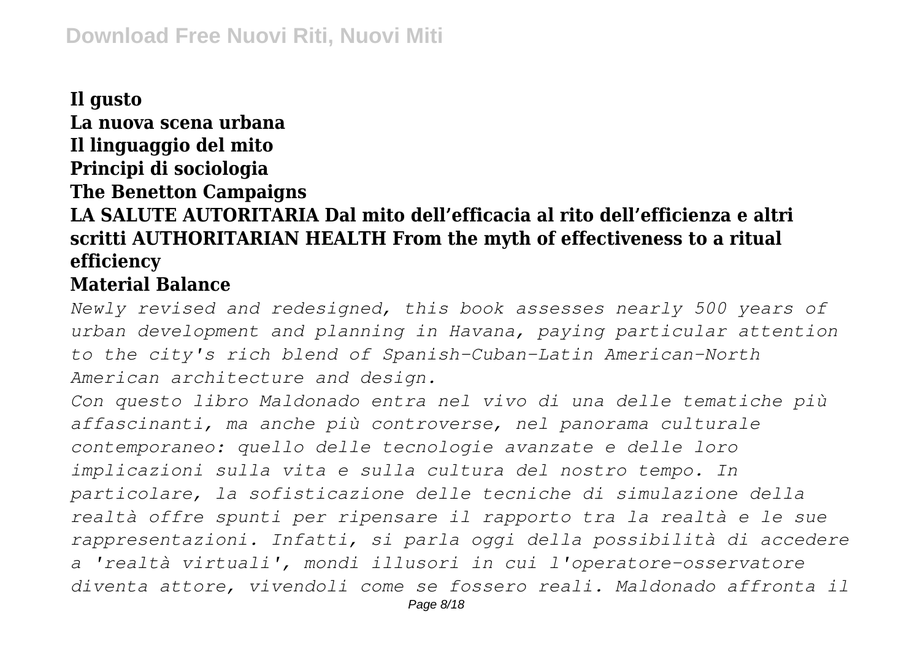**Il gusto**
**La nuova scena urbana**
**Il linguaggio del mito**
**Principi di sociologia**
**The Benetton Campaigns**
**LA SALUTE AUTORITARIA Dal mito dell'efficacia al rito dell'efficienza e altri scritti AUTHORITARIAN HEALTH From the myth of effectiveness to a ritual efficiency**
**Material Balance**

*Newly revised and redesigned, this book assesses nearly 500 years of urban development and planning in Havana, paying particular attention to the city's rich blend of Spanish-Cuban-Latin American-North American architecture and design.*

*Con questo libro Maldonado entra nel vivo di una delle tematiche più affascinanti, ma anche più controverse, nel panorama culturale contemporaneo: quello delle tecnologie avanzate e delle loro implicazioni sulla vita e sulla cultura del nostro tempo. In particolare, la sofisticazione delle tecniche di simulazione della realtà offre spunti per ripensare il rapporto tra la realtà e le sue rappresentazioni. Infatti, si parla oggi della possibilità di accedere a 'realtà virtuali', mondi illusori in cui l'operatore-osservatore diventa attore, vivendoli come se fossero reali. Maldonado affronta il*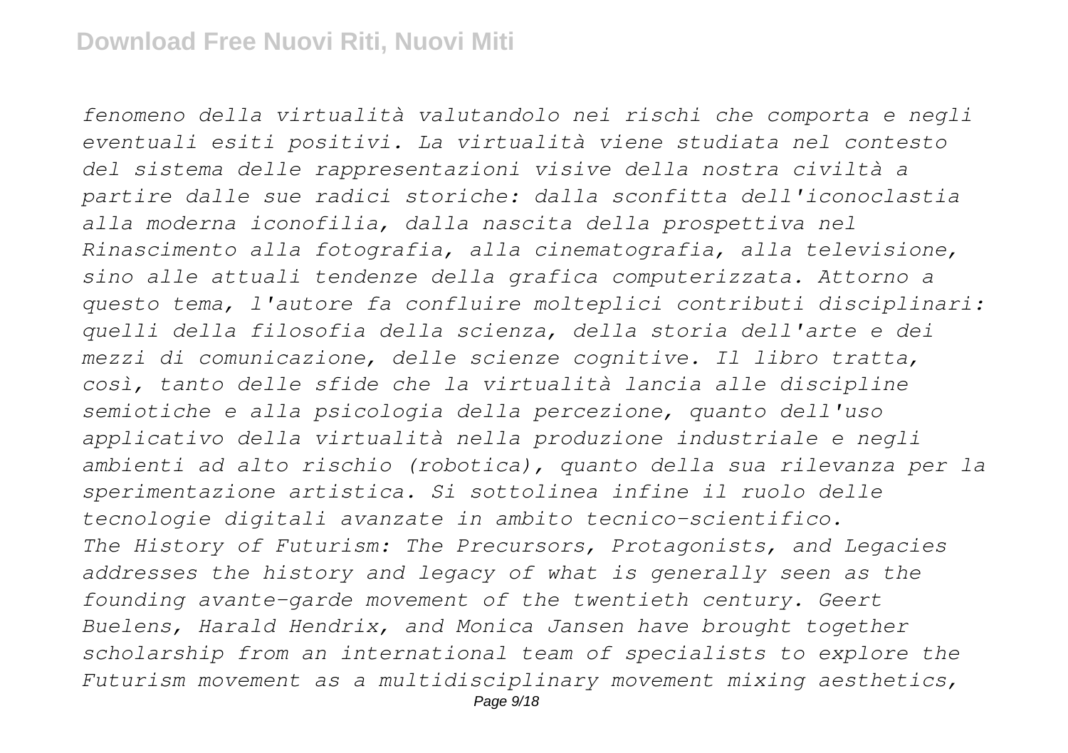*fenomeno della virtualità valutandolo nei rischi che comporta e negli eventuali esiti positivi. La virtualità viene studiata nel contesto del sistema delle rappresentazioni visive della nostra civiltà a partire dalle sue radici storiche: dalla sconfitta dell'iconoclastia alla moderna iconofilia, dalla nascita della prospettiva nel Rinascimento alla fotografia, alla cinematografia, alla televisione, sino alle attuali tendenze della grafica computerizzata. Attorno a questo tema, l'autore fa confluire molteplici contributi disciplinari: quelli della filosofia della scienza, della storia dell'arte e dei mezzi di comunicazione, delle scienze cognitive. Il libro tratta, così, tanto delle sfide che la virtualità lancia alle discipline semiotiche e alla psicologia della percezione, quanto dell'uso applicativo della virtualità nella produzione industriale e negli ambienti ad alto rischio (robotica), quanto della sua rilevanza per la sperimentazione artistica. Si sottolinea infine il ruolo delle tecnologie digitali avanzate in ambito tecnico-scientifico.*

*The History of Futurism: The Precursors, Protagonists, and Legacies addresses the history and legacy of what is generally seen as the founding avante-garde movement of the twentieth century. Geert Buelens, Harald Hendrix, and Monica Jansen have brought together scholarship from an international team of specialists to explore the Futurism movement as a multidisciplinary movement mixing aesthetics,*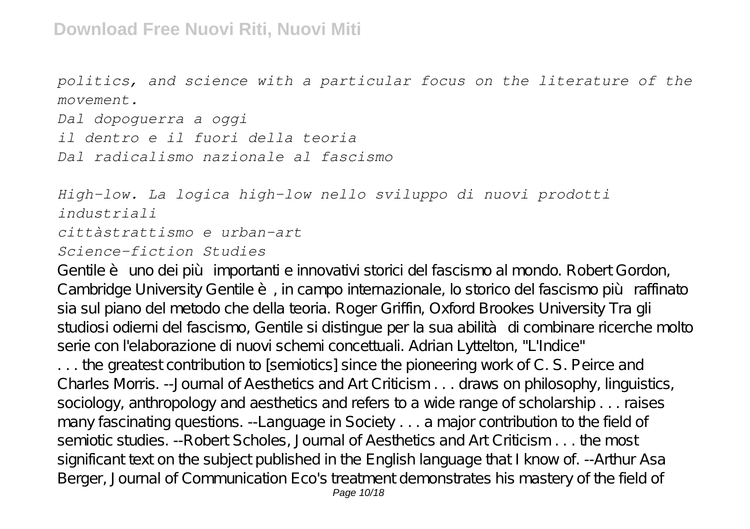*politics, and science with a particular focus on the literature of the movement.*

*Dal dopoguerra a oggi*

*il dentro e il fuori della teoria*

*Dal radicalismo nazionale al fascismo*

*High-low. La logica high-low nello sviluppo di nuovi prodotti industriali*

*cittàstrattismo e urban-art*

*Science-fiction Studies*

Gentile è uno dei più importanti e innovativi storici del fascismo al mondo. Robert Gordon, Cambridge University Gentile è, in campo internazionale, lo storico del fascismo più raffinato sia sul piano del metodo che della teoria. Roger Griffin, Oxford Brookes University Tra gli studiosi odierni del fascismo, Gentile si distingue per la sua abilità di combinare ricerche molto serie con l'elaborazione di nuovi schemi concettuali. Adrian Lyttelton, "L'Indice"

. . . the greatest contribution to [semiotics] since the pioneering work of C. S. Peirce and Charles Morris. --Journal of Aesthetics and Art Criticism . . . draws on philosophy, linguistics, sociology, anthropology and aesthetics and refers to a wide range of scholarship . . . raises many fascinating questions. --Language in Society . . . a major contribution to the field of semiotic studies. --Robert Scholes, Journal of Aesthetics and Art Criticism . . . the most significant text on the subject published in the English language that I know of. --Arthur Asa Berger, Journal of Communication Eco's treatment demonstrates his mastery of the field of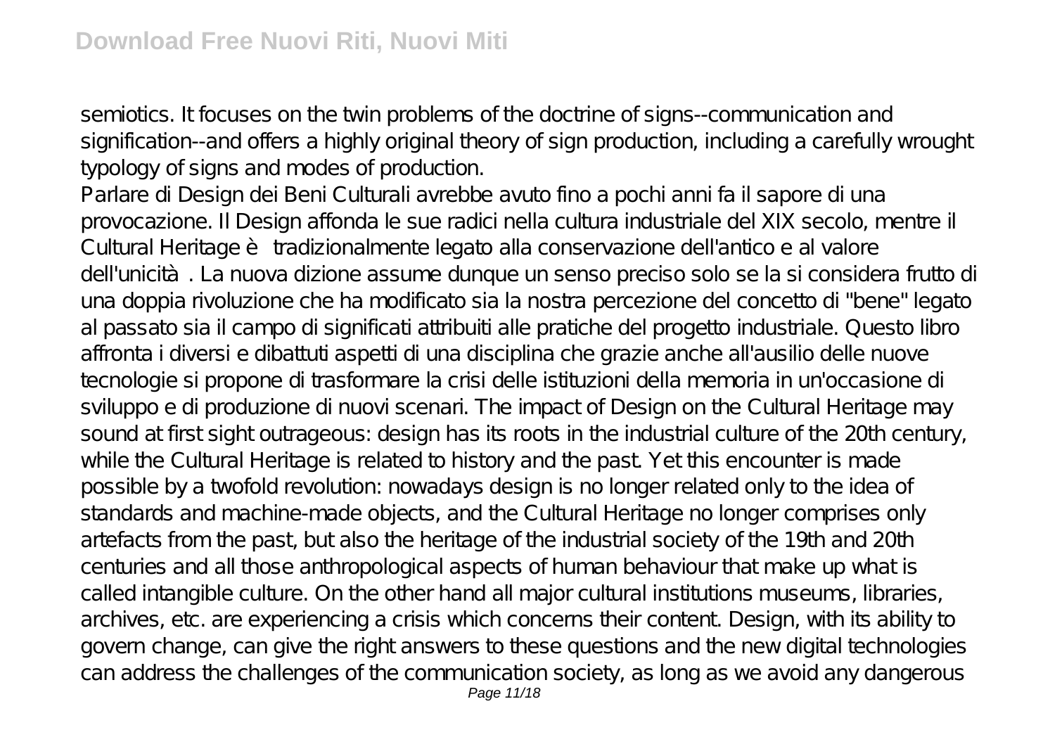semiotics. It focuses on the twin problems of the doctrine of signs--communication and signification--and offers a highly original theory of sign production, including a carefully wrought typology of signs and modes of production.

Parlare di Design dei Beni Culturali avrebbe avuto fino a pochi anni fa il sapore di una provocazione. Il Design affonda le sue radici nella cultura industriale del XIX secolo, mentre il Cultural Heritage è tradizionalmente legato alla conservazione dell'antico e al valore dell'unicità. La nuova dizione assume dunque un senso preciso solo se la si considera frutto di una doppia rivoluzione che ha modificato sia la nostra percezione del concetto di "bene" legato al passato sia il campo di significati attribuiti alle pratiche del progetto industriale. Questo libro affronta i diversi e dibattuti aspetti di una disciplina che grazie anche all'ausilio delle nuove tecnologie si propone di trasformare la crisi delle istituzioni della memoria in un'occasione di sviluppo e di produzione di nuovi scenari. The impact of Design on the Cultural Heritage may sound at first sight outrageous: design has its roots in the industrial culture of the 20th century, while the Cultural Heritage is related to history and the past. Yet this encounter is made possible by a twofold revolution: nowadays design is no longer related only to the idea of standards and machine-made objects, and the Cultural Heritage no longer comprises only artefacts from the past, but also the heritage of the industrial society of the 19th and 20th centuries and all those anthropological aspects of human behaviour that make up what is called intangible culture. On the other hand all major cultural institutions museums, libraries, archives, etc. are experiencing a crisis which concerns their content. Design, with its ability to govern change, can give the right answers to these questions and the new digital technologies can address the challenges of the communication society, as long as we avoid any dangerous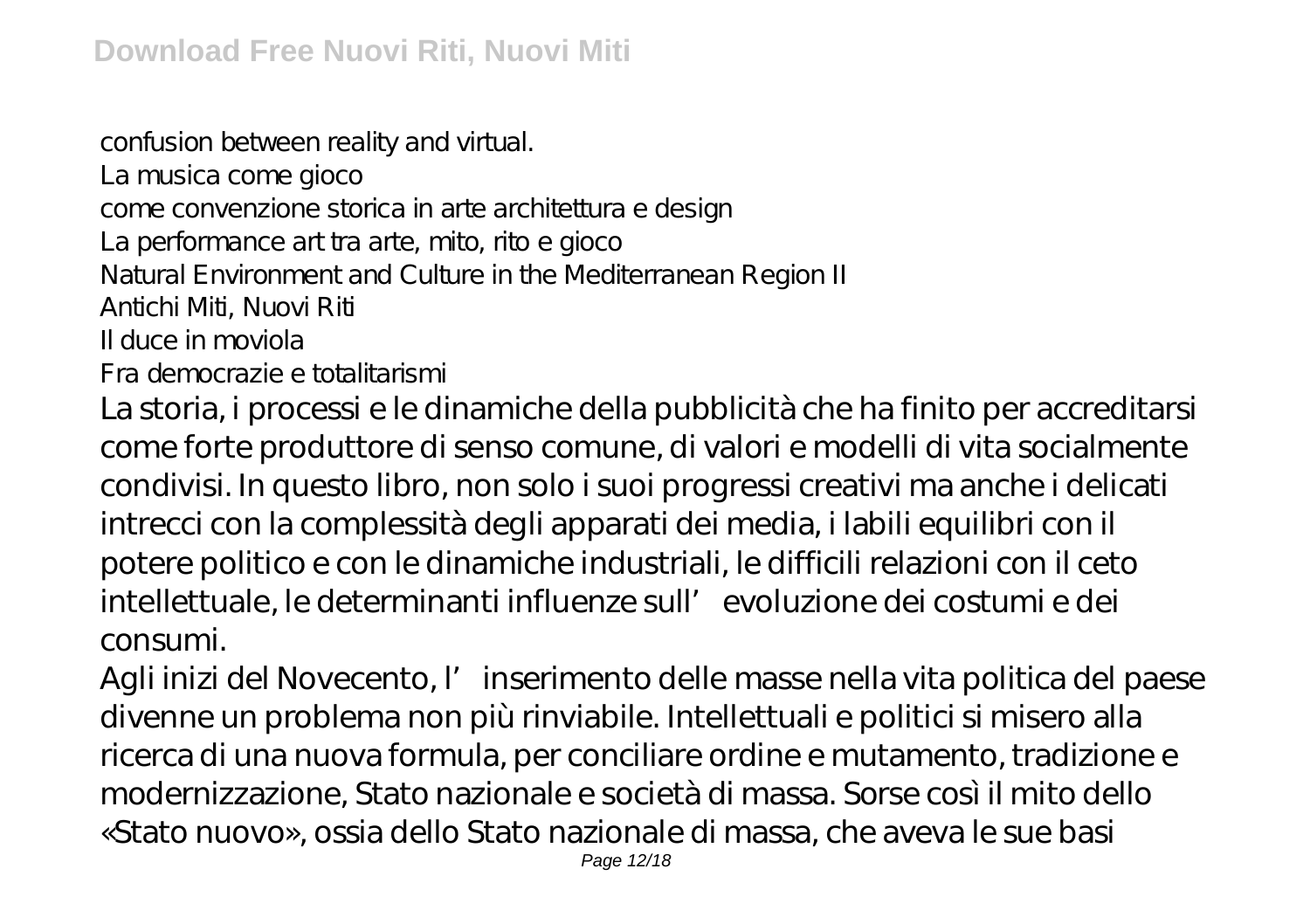confusion between reality and virtual.

La musica come gioco

come convenzione storica in arte architettura e design

La performance art tra arte, mito, rito e gioco

Natural Environment and Culture in the Mediterranean Region II

Antichi Miti, Nuovi Riti

Il duce in moviola

Fra democrazie e totalitarismi

La storia, i processi e le dinamiche della pubblicità che ha finito per accreditarsi come forte produttore di senso comune, di valori e modelli di vita socialmente condivisi. In questo libro, non solo i suoi progressi creativi ma anche i delicati intrecci con la complessità degli apparati dei media, i labili equilibri con il potere politico e con le dinamiche industriali, le difficili relazioni con il ceto intellettuale, le determinanti influenze sull'evoluzione dei costumi e dei consumi.

Agli inizi del Novecento, l'inserimento delle masse nella vita politica del paese divenne un problema non più rinviabile. Intellettuali e politici si misero alla ricerca di una nuova formula, per conciliare ordine e mutamento, tradizione e modernizzazione, Stato nazionale e società di massa. Sorse così il mito dello «Stato nuovo», ossia dello Stato nazionale di massa, che aveva le sue basi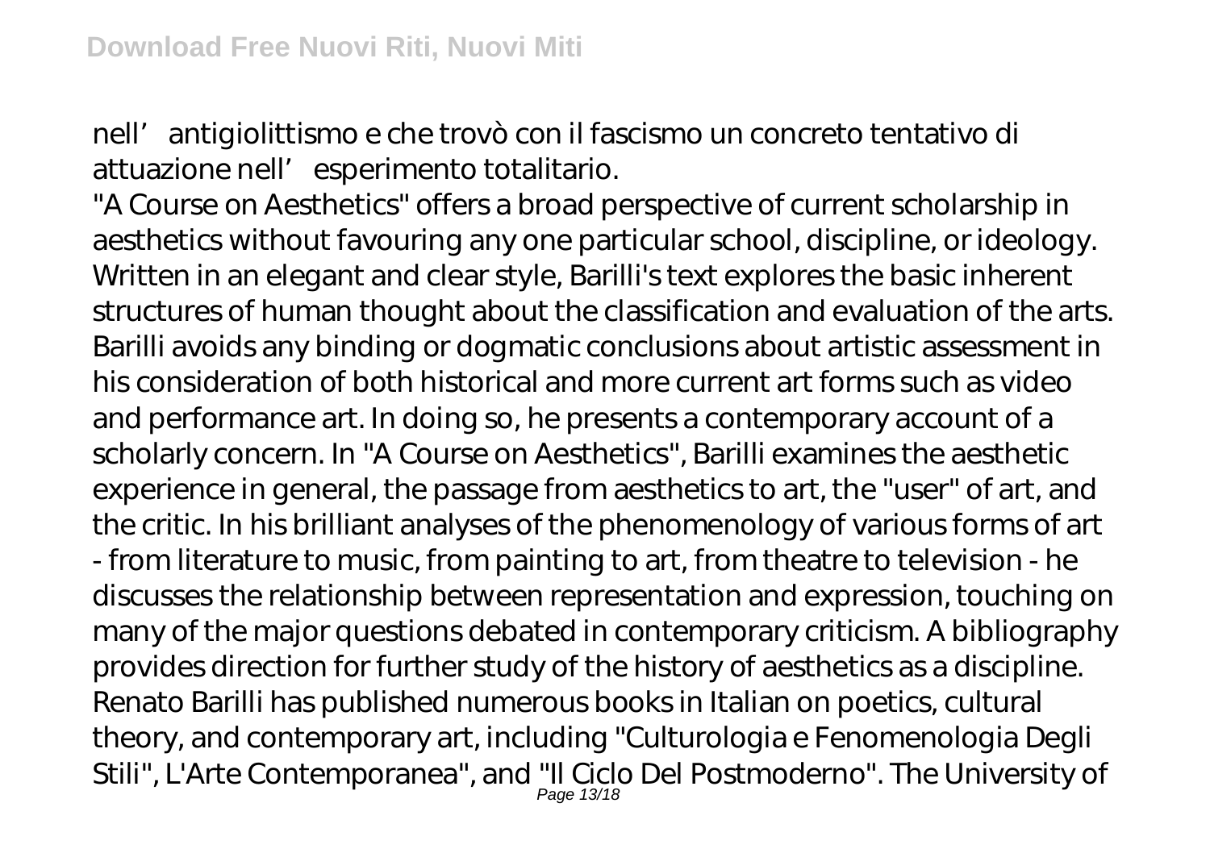nell' antigiolittismo e che trovò con il fascismo un concreto tentativo di attuazione nell' esperimento totalitario.

"A Course on Aesthetics" offers a broad perspective of current scholarship in aesthetics without favouring any one particular school, discipline, or ideology. Written in an elegant and clear style, Barilli's text explores the basic inherent structures of human thought about the classification and evaluation of the arts. Barilli avoids any binding or dogmatic conclusions about artistic assessment in his consideration of both historical and more current art forms such as video and performance art. In doing so, he presents a contemporary account of a scholarly concern. In "A Course on Aesthetics", Barilli examines the aesthetic experience in general, the passage from aesthetics to art, the "user" of art, and the critic. In his brilliant analyses of the phenomenology of various forms of art - from literature to music, from painting to art, from theatre to television - he discusses the relationship between representation and expression, touching on many of the major questions debated in contemporary criticism. A bibliography provides direction for further study of the history of aesthetics as a discipline. Renato Barilli has published numerous books in Italian on poetics, cultural theory, and contemporary art, including "Culturologia e Fenomenologia Degli Stili", L'Arte Contemporanea", and "Il Ciclo Del Postmoderno". The University of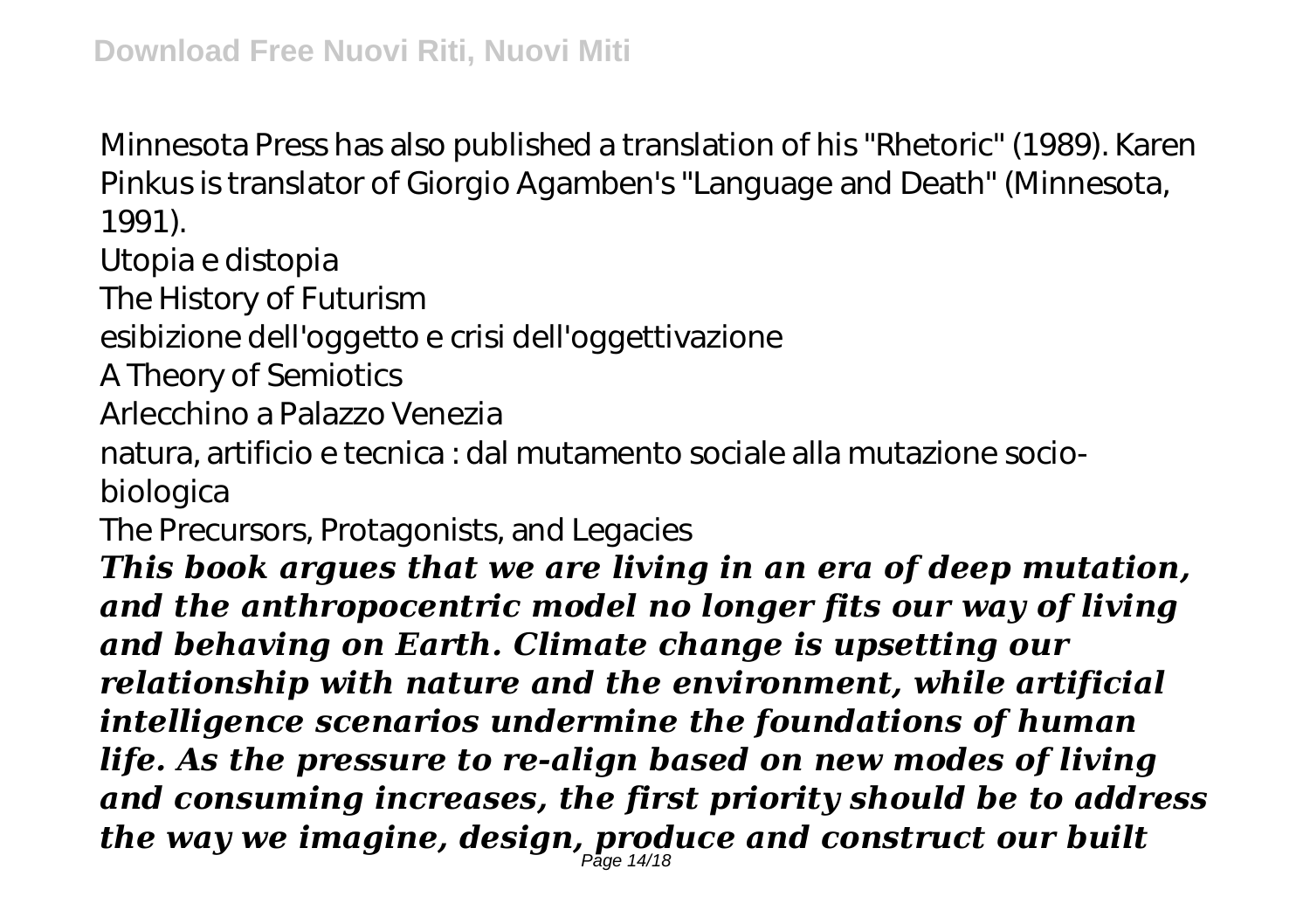Minnesota Press has also published a translation of his "Rhetoric" (1989). Karen Pinkus is translator of Giorgio Agamben's "Language and Death" (Minnesota, 1991).

Utopia e distopia

The History of Futurism

esibizione dell'oggetto e crisi dell'oggettivazione

A Theory of Semiotics

Arlecchino a Palazzo Venezia

natura, artificio e tecnica : dal mutamento sociale alla mutazione socio-biologica

The Precursors, Protagonists, and Legacies

***This book argues that we are living in an era of deep mutation, and the anthropocentric model no longer fits our way of living and behaving on Earth. Climate change is upsetting our relationship with nature and the environment, while artificial intelligence scenarios undermine the foundations of human life. As the pressure to re-align based on new modes of living and consuming increases, the first priority should be to address the way we imagine, design, produce and construct our built***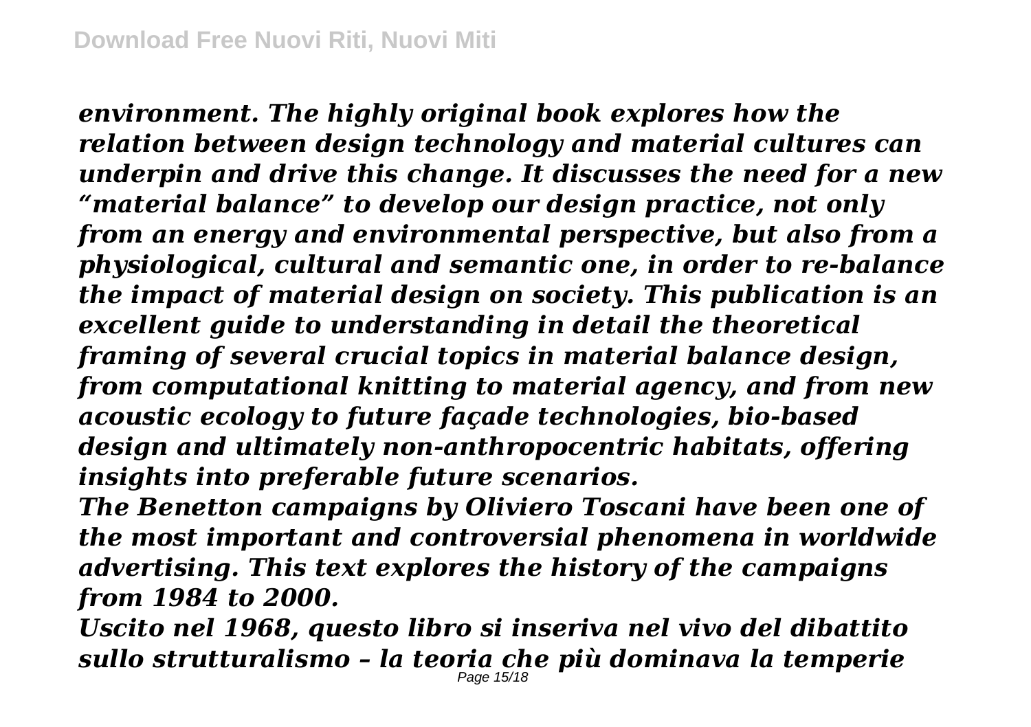*environment. The highly original book explores how the relation between design technology and material cultures can underpin and drive this change. It discusses the need for a new "material balance" to develop our design practice, not only from an energy and environmental perspective, but also from a physiological, cultural and semantic one, in order to re-balance the impact of material design on society. This publication is an excellent guide to understanding in detail the theoretical framing of several crucial topics in material balance design, from computational knitting to material agency, and from new acoustic ecology to future façade technologies, bio-based design and ultimately non-anthropocentric habitats, offering insights into preferable future scenarios.*

*The Benetton campaigns by Oliviero Toscani have been one of the most important and controversial phenomena in worldwide advertising. This text explores the history of the campaigns from 1984 to 2000.*

*Uscito nel 1968, questo libro si inseriva nel vivo del dibattito sullo strutturalismo – la teoria che più dominava la temperie*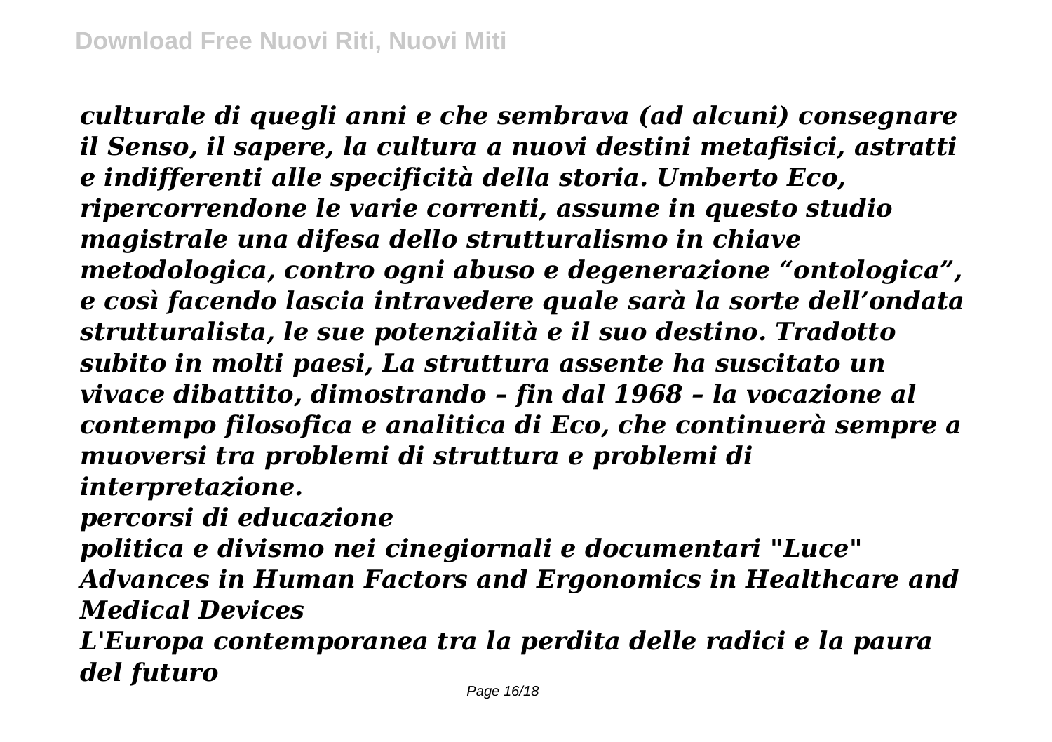*culturale di quegli anni e che sembrava (ad alcuni) consegnare il Senso, il sapere, la cultura a nuovi destini metafisici, astratti e indifferenti alle specificità della storia. Umberto Eco, ripercorrendone le varie correnti, assume in questo studio magistrale una difesa dello strutturalismo in chiave metodologica, contro ogni abuso e degenerazione "ontologica", e così facendo lascia intravedere quale sarà la sorte dell'ondata strutturalista, le sue potenzialità e il suo destino. Tradotto subito in molti paesi, La struttura assente ha suscitato un vivace dibattito, dimostrando – fin dal 1968 – la vocazione al contempo filosofica e analitica di Eco, che continuerà sempre a muoversi tra problemi di struttura e problemi di interpretazione.*

*percorsi di educazione*

*politica e divismo nei cinegiornali e documentari "Luce"*

*Advances in Human Factors and Ergonomics in Healthcare and Medical Devices*

*L'Europa contemporanea tra la perdita delle radici e la paura del futuro*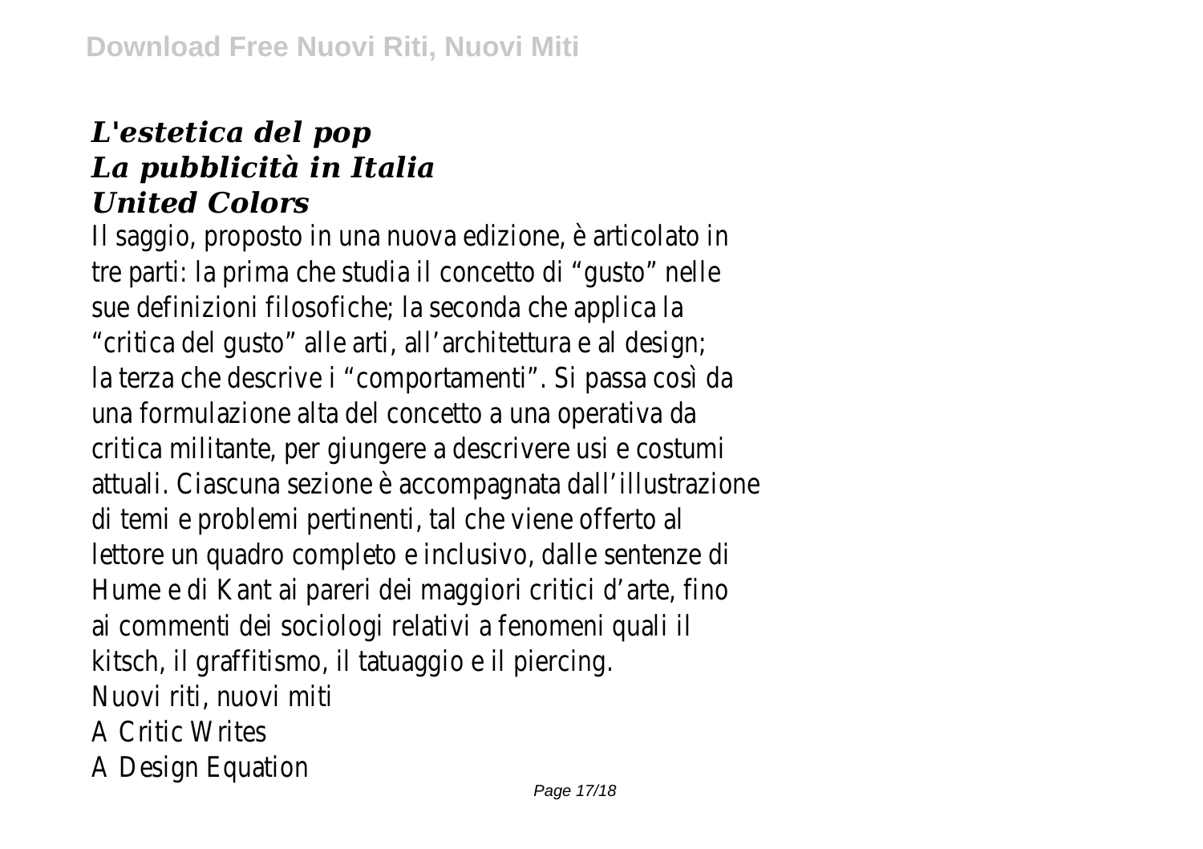*L'estetica del pop*
*La pubblicità in Italia*
*United Colors*

Il saggio, proposto in una nuova edizione, è articolato in tre parti: la prima che studia il concetto di "gusto" nelle sue definizioni filosofiche; la seconda che applica la "critica del gusto" alle arti, all'architettura e al design; la terza che descrive i "comportamenti". Si passa così da una formulazione alta del concetto a una operativa da critica militante, per giungere a descrivere usi e costumi attuali. Ciascuna sezione è accompagnata dall'illustrazione di temi e problemi pertinenti, tal che viene offerto al lettore un quadro completo e inclusivo, dalle sentenze di Hume e di Kant ai pareri dei maggiori critici d'arte, fino ai commenti dei sociologi relativi a fenomeni quali il kitsch, il graffitismo, il tatuaggio e il piercing.

Nuovi riti, nuovi miti

A Critic Writes

A Design Equation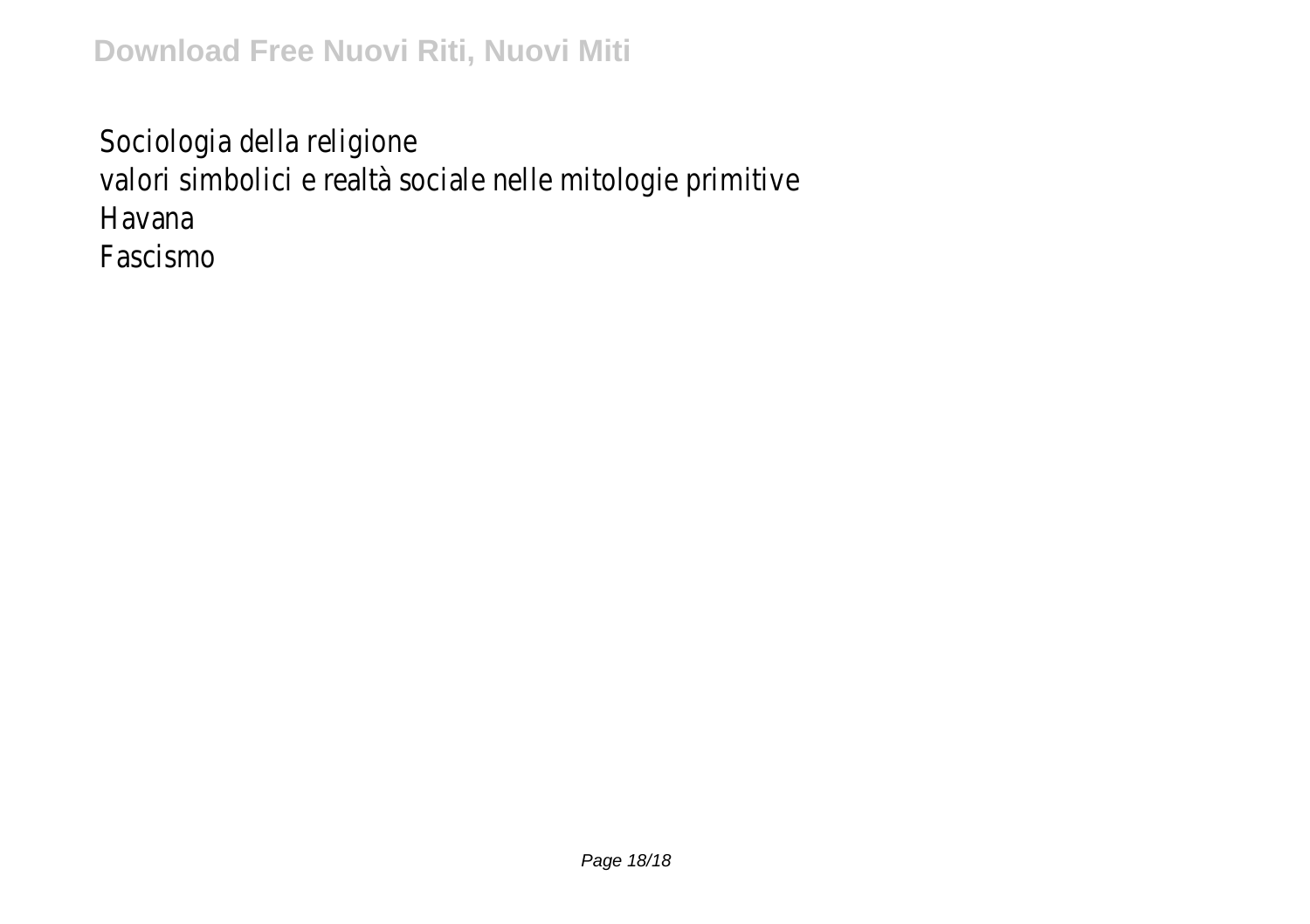Sociologia della religione
valori simbolici e realtà sociale nelle mitologie primitive
Havana
Fascismo